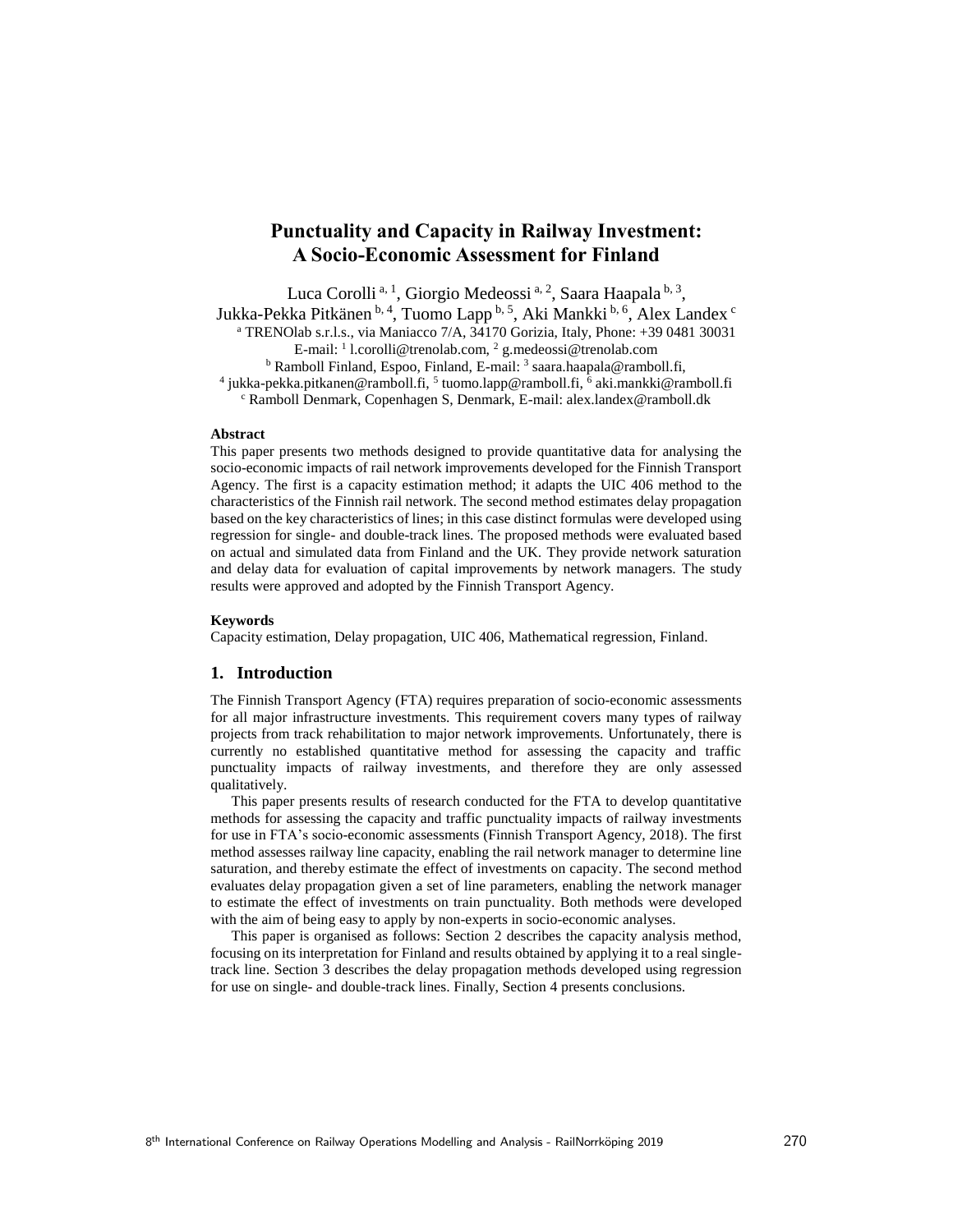# Punctuality and Capacity in Railway Investment: A Socio-Economic Assessment for Finland

Luca Corolli [a, 1], Giorgio Medeossi [a, 2], Saara Haapala [b, 3], Jukka-Pekka Pitkänen [b, 4], Tuomo Lapp [b, 5], Aki Mankki [b, 6], Alex Landex [c]

[a] TRENOlab s.r.l.s., via Maniacco 7/A, 34170 Gorizia, Italy, Phone: +39 0481 30031
E-mail: [1] l.corolli@trenolab.com, [2] g.medeossi@trenolab.com

[b] Ramboll Finland, Espoo, Finland, E-mail: [3] saara.haapala@ramboll.fi, [4] jukka-pekka.pitkanen@ramboll.fi, [5] tuomo.lapp@ramboll.fi, [6] aki.mankki@ramboll.fi

[c] Ramboll Denmark, Copenhagen S, Denmark, E-mail: alex.landex@ramboll.dk

#### Abstract

This paper presents two methods designed to provide quantitative data for analysing the socio-economic impacts of rail network improvements developed for the Finnish Transport Agency. The first is a capacity estimation method; it adapts the UIC 406 method to the characteristics of the Finnish rail network. The second method estimates delay propagation based on the key characteristics of lines; in this case distinct formulas were developed using regression for single- and double-track lines. The proposed methods were evaluated based on actual and simulated data from Finland and the UK. They provide network saturation and delay data for evaluation of capital improvements by network managers. The study results were approved and adopted by the Finnish Transport Agency.

#### Keywords

Capacity estimation, Delay propagation, UIC 406, Mathematical regression, Finland.

## 1. Introduction

The Finnish Transport Agency (FTA) requires preparation of socio-economic assessments for all major infrastructure investments. This requirement covers many types of railway projects from track rehabilitation to major network improvements. Unfortunately, there is currently no established quantitative method for assessing the capacity and traffic punctuality impacts of railway investments, and therefore they are only assessed qualitatively.

This paper presents results of research conducted for the FTA to develop quantitative methods for assessing the capacity and traffic punctuality impacts of railway investments for use in FTA's socio-economic assessments (Finnish Transport Agency, 2018). The first method assesses railway line capacity, enabling the rail network manager to determine line saturation, and thereby estimate the effect of investments on capacity. The second method evaluates delay propagation given a set of line parameters, enabling the network manager to estimate the effect of investments on train punctuality. Both methods were developed with the aim of being easy to apply by non-experts in socio-economic analyses.

This paper is organised as follows: Section 2 describes the capacity analysis method, focusing on its interpretation for Finland and results obtained by applying it to a real single-track line. Section 3 describes the delay propagation methods developed using regression for use on single- and double-track lines. Finally, Section 4 presents conclusions.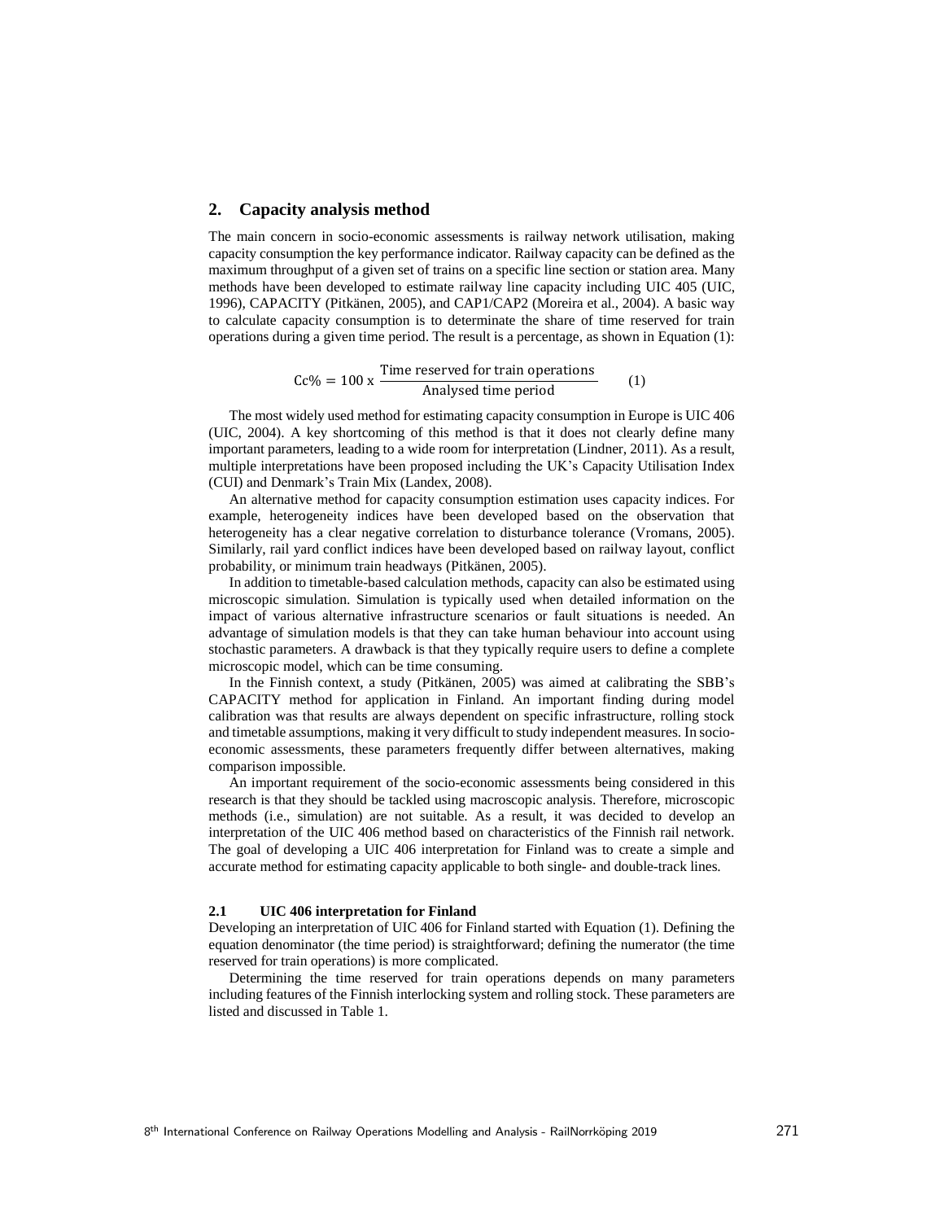## 2. Capacity analysis method

The main concern in socio-economic assessments is railway network utilisation, making capacity consumption the key performance indicator. Railway capacity can be defined as the maximum throughput of a given set of trains on a specific line section or station area. Many methods have been developed to estimate railway line capacity including UIC 405 (UIC, 1996), CAPACITY (Pitkänen, 2005), and CAP1/CAP2 (Moreira et al., 2004). A basic way to calculate capacity consumption is to determinate the share of time reserved for train operations during a given time period. The result is a percentage, as shown in Equation (1):

$$\mathrm{Cc\%} = 100 \text{ x } \frac{\text{Time reserved for train operations}}{\text{Analysed time period}} \qquad (1)$$

The most widely used method for estimating capacity consumption in Europe is UIC 406 (UIC, 2004). A key shortcoming of this method is that it does not clearly define many important parameters, leading to a wide room for interpretation (Lindner, 2011). As a result, multiple interpretations have been proposed including the UK's Capacity Utilisation Index (CUI) and Denmark's Train Mix (Landex, 2008).

An alternative method for capacity consumption estimation uses capacity indices. For example, heterogeneity indices have been developed based on the observation that heterogeneity has a clear negative correlation to disturbance tolerance (Vromans, 2005). Similarly, rail yard conflict indices have been developed based on railway layout, conflict probability, or minimum train headways (Pitkänen, 2005).

In addition to timetable-based calculation methods, capacity can also be estimated using microscopic simulation. Simulation is typically used when detailed information on the impact of various alternative infrastructure scenarios or fault situations is needed. An advantage of simulation models is that they can take human behaviour into account using stochastic parameters. A drawback is that they typically require users to define a complete microscopic model, which can be time consuming.

In the Finnish context, a study (Pitkänen, 2005) was aimed at calibrating the SBB's CAPACITY method for application in Finland. An important finding during model calibration was that results are always dependent on specific infrastructure, rolling stock and timetable assumptions, making it very difficult to study independent measures. In socio-economic assessments, these parameters frequently differ between alternatives, making comparison impossible.

An important requirement of the socio-economic assessments being considered in this research is that they should be tackled using macroscopic analysis. Therefore, microscopic methods (i.e., simulation) are not suitable. As a result, it was decided to develop an interpretation of the UIC 406 method based on characteristics of the Finnish rail network. The goal of developing a UIC 406 interpretation for Finland was to create a simple and accurate method for estimating capacity applicable to both single- and double-track lines.

### 2.1 UIC 406 interpretation for Finland

Developing an interpretation of UIC 406 for Finland started with Equation (1). Defining the equation denominator (the time period) is straightforward; defining the numerator (the time reserved for train operations) is more complicated.

Determining the time reserved for train operations depends on many parameters including features of the Finnish interlocking system and rolling stock. These parameters are listed and discussed in Table 1.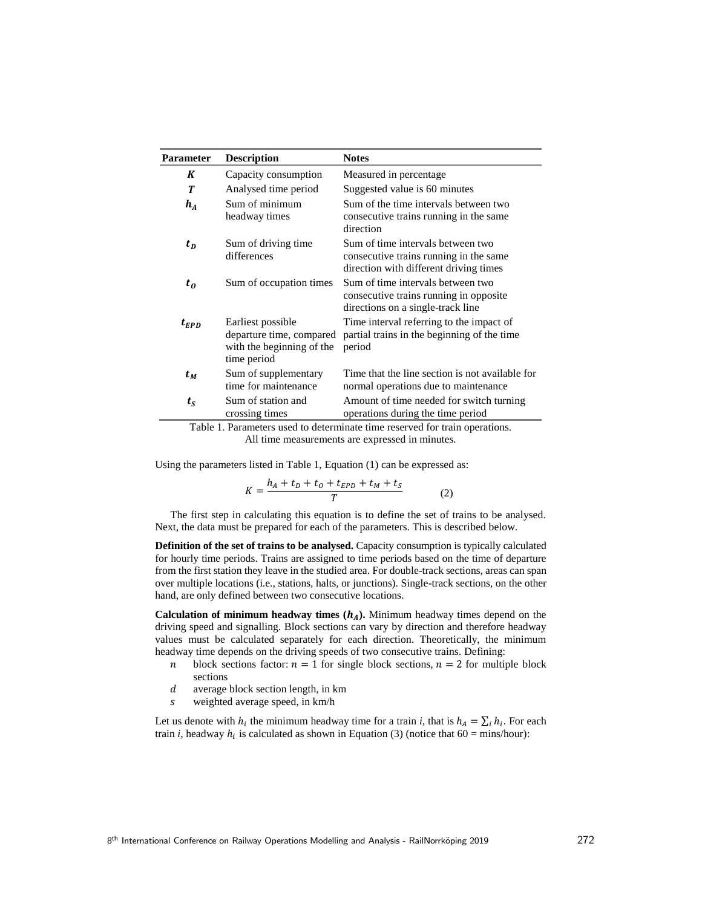| Parameter | Description | Notes |
|---|---|---|
| $K$ | Capacity consumption | Measured in percentage |
| $T$ | Analysed time period | Suggested value is 60 minutes |
| $h_A$ | Sum of minimum headway times | Sum of the time intervals between two consecutive trains running in the same direction |
| $t_D$ | Sum of driving time differences | Sum of time intervals between two consecutive trains running in the same direction with different driving times |
| $t_O$ | Sum of occupation times | Sum of time intervals between two consecutive trains running in opposite directions on a single-track line |
| $t_{EPD}$ | Earliest possible departure time, compared with the beginning of the time period | Time interval referring to the impact of partial trains in the beginning of the time period |
| $t_M$ | Sum of supplementary time for maintenance | Time that the line section is not available for normal operations due to maintenance |
| $t_S$ | Sum of station and crossing times | Amount of time needed for switch turning operations during the time period |

Table 1. Parameters used to determinate time reserved for train operations. All time measurements are expressed in minutes.

Using the parameters listed in Table 1, Equation (1) can be expressed as:

$$K = \frac{h_A + t_D + t_O + t_{EPD} + t_M + t_S}{T} \qquad (2)$$

The first step in calculating this equation is to define the set of trains to be analysed. Next, the data must be prepared for each of the parameters. This is described below.

**Definition of the set of trains to be analysed.** Capacity consumption is typically calculated for hourly time periods. Trains are assigned to time periods based on the time of departure from the first station they leave in the studied area. For double-track sections, areas can span over multiple locations (i.e., stations, halts, or junctions). Single-track sections, on the other hand, are only defined between two consecutive locations.

**Calculation of minimum headway times ($h_A$).** Minimum headway times depend on the driving speed and signalling. Block sections can vary by direction and therefore headway values must be calculated separately for each direction. Theoretically, the minimum headway time depends on the driving speeds of two consecutive trains. Defining:

- $n$ block sections factor: $n = 1$ for single block sections, $n = 2$ for multiple block sections
- $d$ average block section length, in km
- $s$ weighted average speed, in km/h

Let us denote with $h_i$ the minimum headway time for a train *i*, that is $h_A = \sum_i h_i$. For each train *i*, headway $h_i$ is calculated as shown in Equation (3) (notice that 60 = mins/hour):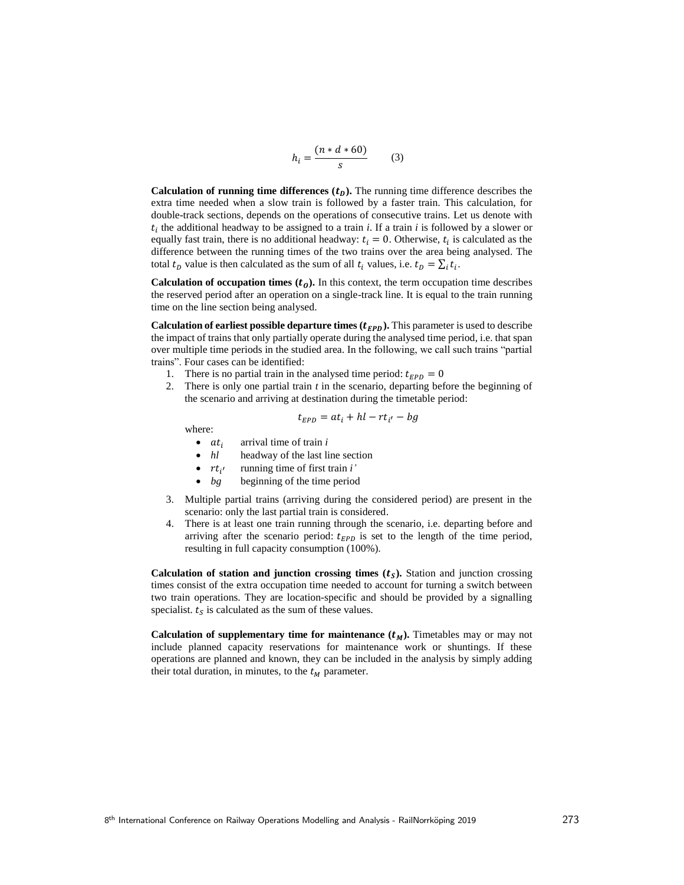$$h_i = \frac{(n * d * 60)}{s} \qquad (3)$$

**Calculation of running time differences ($t_D$).** The running time difference describes the extra time needed when a slow train is followed by a faster train. This calculation, for double-track sections, depends on the operations of consecutive trains. Let us denote with $t_i$ the additional headway to be assigned to a train *i*. If a train *i* is followed by a slower or equally fast train, there is no additional headway: $t_i = 0$. Otherwise, $t_i$ is calculated as the difference between the running times of the two trains over the area being analysed. The total $t_D$ value is then calculated as the sum of all $t_i$ values, i.e. $t_D = \sum_i t_i$.

**Calculation of occupation times ($t_O$).** In this context, the term occupation time describes the reserved period after an operation on a single-track line. It is equal to the train running time on the line section being analysed.

**Calculation of earliest possible departure times ($t_{EPD}$).** This parameter is used to describe the impact of trains that only partially operate during the analysed time period, i.e. that span over multiple time periods in the studied area. In the following, we call such trains "partial trains". Four cases can be identified:

1. There is no partial train in the analysed time period: $t_{EPD} = 0$
2. There is only one partial train *t* in the scenario, departing before the beginning of the scenario and arriving at destination during the timetable period:

   $$t_{EPD} = at_i + hl - rt_{i'} - bg$$

   where:
   - $at_i$ arrival time of train *i*
   - $hl$ headway of the last line section
   - $rt_{i'}$ running time of first train *i'*
   - $bg$ beginning of the time period
3. Multiple partial trains (arriving during the considered period) are present in the scenario: only the last partial train is considered.
4. There is at least one train running through the scenario, i.e. departing before and arriving after the scenario period: $t_{EPD}$ is set to the length of the time period, resulting in full capacity consumption (100%).

**Calculation of station and junction crossing times ($t_S$).** Station and junction crossing times consist of the extra occupation time needed to account for turning a switch between two train operations. They are location-specific and should be provided by a signalling specialist. $t_S$ is calculated as the sum of these values.

**Calculation of supplementary time for maintenance ($t_M$).** Timetables may or may not include planned capacity reservations for maintenance work or shuntings. If these operations are planned and known, they can be included in the analysis by simply adding their total duration, in minutes, to the $t_M$ parameter.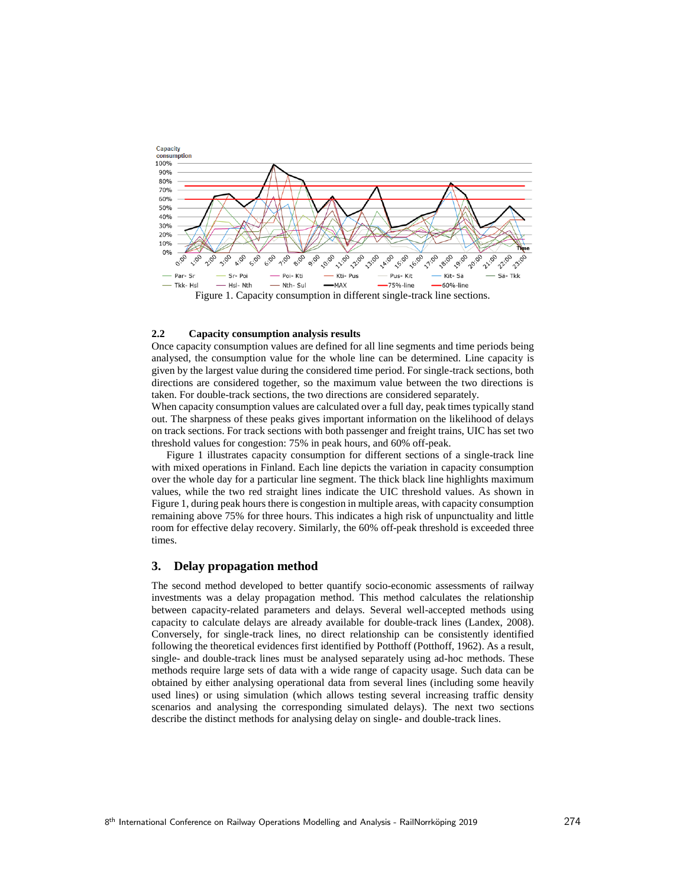Capacity consumption

100%
90%
80%
70%
60%
50%
40%
30%
20%
10%
0%

0:00 1:00 2:00 3:00 4:00 5:00 6:00 7:00 8:00 9:00 10:00 11:00 12:00 13:00 14:00 15:00 16:00 17:00 18:00 19:00 20:00 21:00 22:00 23:00

Time

Par- Sr    Sr- Poi    Poi- Kti    Kti- Pus    Pus- Kit    Kit- Sä    Sä- Tkk
Tkk- Hsl    Hsl- Nth    Nth- Sul    MAX    75%-line    60%-line

Figure 1. Capacity consumption in different single-track line sections.

### 2.2 Capacity consumption analysis results

Once capacity consumption values are defined for all line segments and time periods being analysed, the consumption value for the whole line can be determined. Line capacity is given by the largest value during the considered time period. For single-track sections, both directions are considered together, so the maximum value between the two directions is taken. For double-track sections, the two directions are considered separately.

When capacity consumption values are calculated over a full day, peak times typically stand out. The sharpness of these peaks gives important information on the likelihood of delays on track sections. For track sections with both passenger and freight trains, UIC has set two threshold values for congestion: 75% in peak hours, and 60% off-peak.

Figure 1 illustrates capacity consumption for different sections of a single-track line with mixed operations in Finland. Each line depicts the variation in capacity consumption over the whole day for a particular line segment. The thick black line highlights maximum values, while the two red straight lines indicate the UIC threshold values. As shown in Figure 1, during peak hours there is congestion in multiple areas, with capacity consumption remaining above 75% for three hours. This indicates a high risk of unpunctuality and little room for effective delay recovery. Similarly, the 60% off-peak threshold is exceeded three times.

## 3. Delay propagation method

The second method developed to better quantify socio-economic assessments of railway investments was a delay propagation method. This method calculates the relationship between capacity-related parameters and delays. Several well-accepted methods using capacity to calculate delays are already available for double-track lines (Landex, 2008). Conversely, for single-track lines, no direct relationship can be consistently identified following the theoretical evidences first identified by Potthoff (Potthoff, 1962). As a result, single- and double-track lines must be analysed separately using ad-hoc methods. These methods require large sets of data with a wide range of capacity usage. Such data can be obtained by either analysing operational data from several lines (including some heavily used lines) or using simulation (which allows testing several increasing traffic density scenarios and analysing the corresponding simulated delays). The next two sections describe the distinct methods for analysing delay on single- and double-track lines.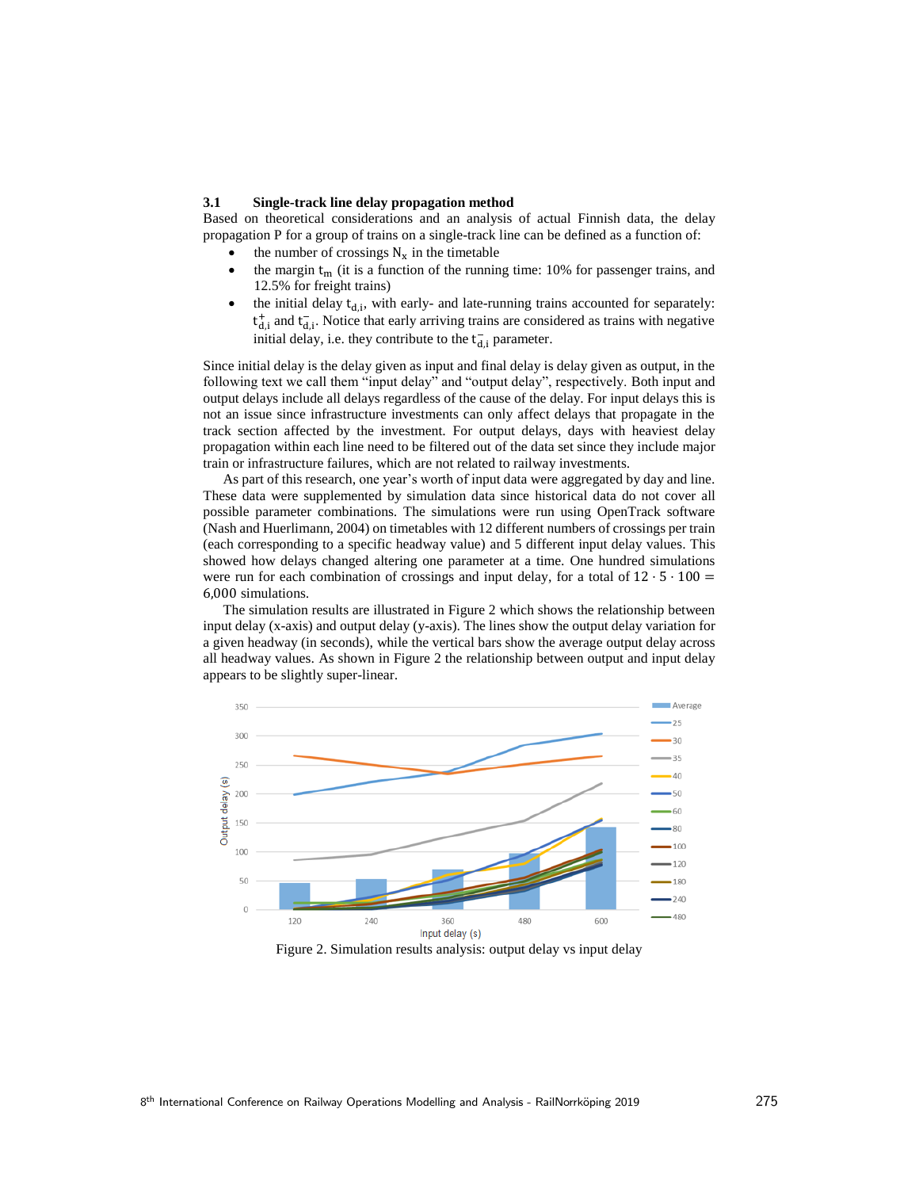### 3.1 Single-track line delay propagation method

Based on theoretical considerations and an analysis of actual Finnish data, the delay propagation P for a group of trains on a single-track line can be defined as a function of:

- the number of crossings $N_x$ in the timetable
- the margin $t_m$ (it is a function of the running time: 10% for passenger trains, and 12.5% for freight trains)
- the initial delay $t_{d,i}$, with early- and late-running trains accounted for separately: $t^+_{d,i}$ and $t^-_{d,i}$. Notice that early arriving trains are considered as trains with negative initial delay, i.e. they contribute to the $t^-_{d,i}$ parameter.

Since initial delay is the delay given as input and final delay is delay given as output, in the following text we call them "input delay" and "output delay", respectively. Both input and output delays include all delays regardless of the cause of the delay. For input delays this is not an issue since infrastructure investments can only affect delays that propagate in the track section affected by the investment. For output delays, days with heaviest delay propagation within each line need to be filtered out of the data set since they include major train or infrastructure failures, which are not related to railway investments.

As part of this research, one year's worth of input data were aggregated by day and line. These data were supplemented by simulation data since historical data do not cover all possible parameter combinations. The simulations were run using OpenTrack software (Nash and Huerlimann, 2004) on timetables with 12 different numbers of crossings per train (each corresponding to a specific headway value) and 5 different input delay values. This showed how delays changed altering one parameter at a time. One hundred simulations were run for each combination of crossings and input delay, for a total of $12 \cdot 5 \cdot 100 = 6{,}000$ simulations.

The simulation results are illustrated in Figure 2 which shows the relationship between input delay (x-axis) and output delay (y-axis). The lines show the output delay variation for a given headway (in seconds), while the vertical bars show the average output delay across all headway values. As shown in Figure 2 the relationship between output and input delay appears to be slightly super-linear.

Output delay (s)
350
300
250
200
150
100
50
0
120
240
360
480
600
Input delay (s)
Average
25
30
35
40
50
60
80
100
120
180
240
480

Figure 2. Simulation results analysis: output delay vs input delay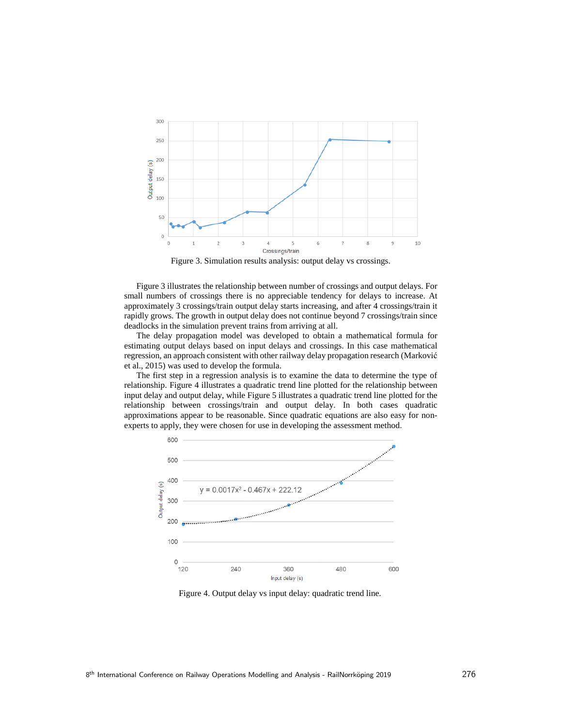300
250
200
150
100
50
0
0 1 2 3 4 5 6 7 8 9 10
Output delay (s)
Crossings/train

Figure 3. Simulation results analysis: output delay vs crossings.

Figure 3 illustrates the relationship between number of crossings and output delays. For small numbers of crossings there is no appreciable tendency for delays to increase. At approximately 3 crossings/train output delay starts increasing, and after 4 crossings/train it rapidly grows. The growth in output delay does not continue beyond 7 crossings/train since deadlocks in the simulation prevent trains from arriving at all.

The delay propagation model was developed to obtain a mathematical formula for estimating output delays based on input delays and crossings. In this case mathematical regression, an approach consistent with other railway delay propagation research (Marković et al., 2015) was used to develop the formula.

The first step in a regression analysis is to examine the data to determine the type of relationship. Figure 4 illustrates a quadratic trend line plotted for the relationship between input delay and output delay, while Figure 5 illustrates a quadratic trend line plotted for the relationship between crossings/train and output delay. In both cases quadratic approximations appear to be reasonable. Since quadratic equations are also easy for non-experts to apply, they were chosen for use in developing the assessment method.

600
500
400
300
200
100
0
120 240 360 480 600
$y = 0.0017x^2 - 0.467x + 222.12$
Output delay (s)
Input delay (s)

Figure 4. Output delay vs input delay: quadratic trend line.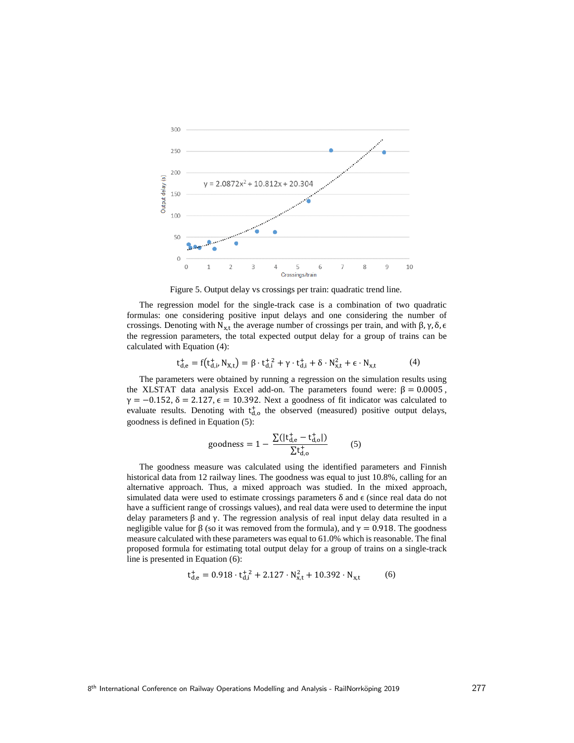300
250
200
150
100
50
0
0 1 2 3 4 5 6 7 8 9 10
Output delay (s)
Crossings/train
y = 2.0872x² + 10.812x + 20.304

Figure 5. Output delay vs crossings per train: quadratic trend line.

The regression model for the single-track case is a combination of two quadratic formulas: one considering positive input delays and one considering the number of crossings. Denoting with $N_{x,t}$ the average number of crossings per train, and with $\beta, \gamma, \delta, \epsilon$ the regression parameters, the total expected output delay for a group of trains can be calculated with Equation (4):

$$t_{d,e}^{+} = f\left(t_{d,i}^{+}, N_{X,t}\right) = \beta \cdot {t_{d,i}^{+}}^{2} + \gamma \cdot t_{d,i}^{+} + \delta \cdot N_{x,t}^{2} + \epsilon \cdot N_{x,t} \qquad (4)$$

The parameters were obtained by running a regression on the simulation results using the XLSTAT data analysis Excel add-on. The parameters found were: $\beta = 0.0005$, $\gamma = -0.152$, $\delta = 2.127$, $\epsilon = 10.392$. Next a goodness of fit indicator was calculated to evaluate results. Denoting with $t_{d,o}^{+}$ the observed (measured) positive output delays, goodness is defined in Equation (5):

$$\text{goodness} = 1 - \frac{\sum\left(\left|t_{d,e}^{+} - t_{d,o}^{+}\right|\right)}{\sum t_{d,o}^{+}} \qquad (5)$$

The goodness measure was calculated using the identified parameters and Finnish historical data from 12 railway lines. The goodness was equal to just 10.8%, calling for an alternative approach. Thus, a mixed approach was studied. In the mixed approach, simulated data were used to estimate crossings parameters $\delta$ and $\epsilon$ (since real data do not have a sufficient range of crossings values), and real data were used to determine the input delay parameters $\beta$ and $\gamma$. The regression analysis of real input delay data resulted in a negligible value for $\beta$ (so it was removed from the formula), and $\gamma = 0.918$. The goodness measure calculated with these parameters was equal to 61.0% which is reasonable. The final proposed formula for estimating total output delay for a group of trains on a single-track line is presented in Equation (6):

$$t_{d,e}^{+} = 0.918 \cdot {t_{d,i}^{+}}^{2} + 2.127 \cdot N_{x,t}^{2} + 10.392 \cdot N_{x,t} \qquad (6)$$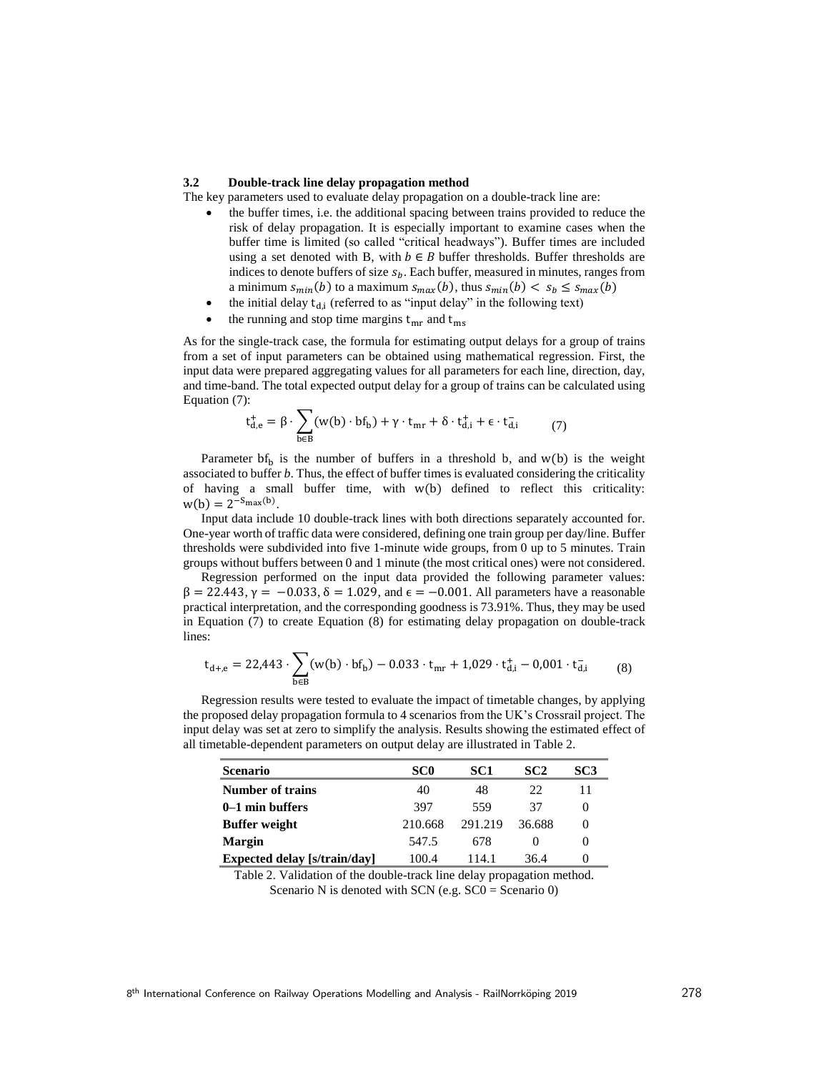### 3.2 Double-track line delay propagation method

The key parameters used to evaluate delay propagation on a double-track line are:

- the buffer times, i.e. the additional spacing between trains provided to reduce the risk of delay propagation. It is especially important to examine cases when the buffer time is limited (so called "critical headways"). Buffer times are included using a set denoted with B, with $b \in B$ buffer thresholds. Buffer thresholds are indices to denote buffers of size $s_b$. Each buffer, measured in minutes, ranges from a minimum $s_{min}(b)$ to a maximum $s_{max}(b)$, thus $s_{min}(b) < s_b \leq s_{max}(b)$
- the initial delay $t_{d,i}$ (referred to as "input delay" in the following text)
- the running and stop time margins $t_{mr}$ and $t_{ms}$

As for the single-track case, the formula for estimating output delays for a group of trains from a set of input parameters can be obtained using mathematical regression. First, the input data were prepared aggregating values for all parameters for each line, direction, day, and time-band. The total expected output delay for a group of trains can be calculated using Equation (7):

$$t_{d,e}^{+} = \beta \cdot \sum_{b \in B} (w(b) \cdot bf_b) + \gamma \cdot t_{mr} + \delta \cdot t_{d,i}^{+} + \epsilon \cdot t_{d,i}^{-} \qquad (7)$$

Parameter $bf_b$ is the number of buffers in a threshold b, and $w(b)$ is the weight associated to buffer *b*. Thus, the effect of buffer times is evaluated considering the criticality of having a small buffer time, with $w(b)$ defined to reflect this criticality: $w(b) = 2^{-s_{max}(b)}$.

Input data include 10 double-track lines with both directions separately accounted for. One-year worth of traffic data were considered, defining one train group per day/line. Buffer thresholds were subdivided into five 1-minute wide groups, from 0 up to 5 minutes. Train groups without buffers between 0 and 1 minute (the most critical ones) were not considered.

Regression performed on the input data provided the following parameter values: $\beta = 22.443$, $\gamma = -0.033$, $\delta = 1.029$, and $\epsilon = -0.001$. All parameters have a reasonable practical interpretation, and the corresponding goodness is 73.91%. Thus, they may be used in Equation (7) to create Equation (8) for estimating delay propagation on double-track lines:

$$t_{d+,e} = 22{,}443 \cdot \sum_{b \in B} (w(b) \cdot bf_b) - 0.033 \cdot t_{mr} + 1{,}029 \cdot t_{d,i}^{+} - 0{,}001 \cdot t_{d,i}^{-} \qquad (8)$$

Regression results were tested to evaluate the impact of timetable changes, by applying the proposed delay propagation formula to 4 scenarios from the UK's Crossrail project. The input delay was set at zero to simplify the analysis. Results showing the estimated effect of all timetable-dependent parameters on output delay are illustrated in Table 2.

| Scenario | SC0 | SC1 | SC2 | SC3 |
|---|---|---|---|---|
| **Number of trains** | 40 | 48 | 22 | 11 |
| **0–1 min buffers** | 397 | 559 | 37 | 0 |
| **Buffer weight** | 210.668 | 291.219 | 36.688 | 0 |
| **Margin** | 547.5 | 678 | 0 | 0 |
| **Expected delay [s/train/day]** | 100.4 | 114.1 | 36.4 | 0 |

Table 2. Validation of the double-track line delay propagation method. Scenario N is denoted with SCN (e.g. SC0 = Scenario 0)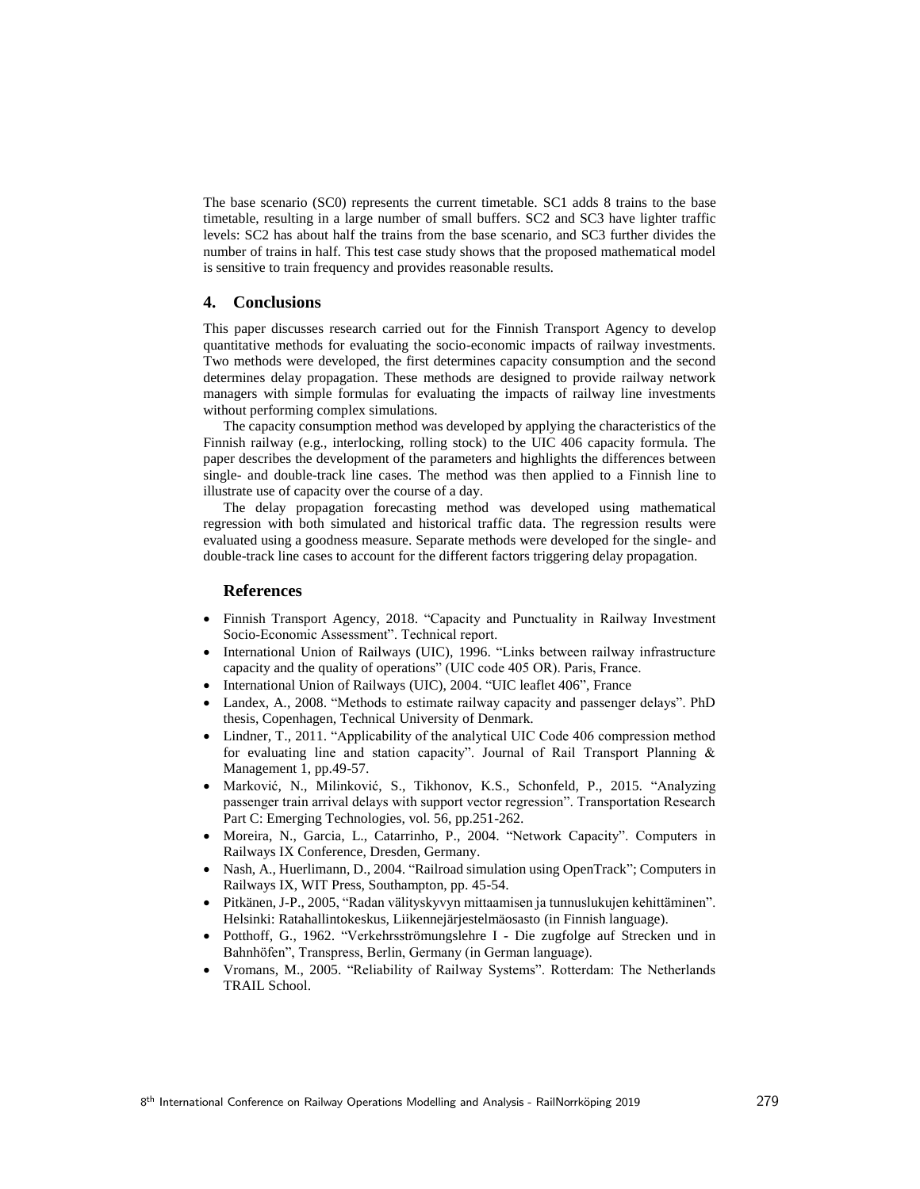The base scenario (SC0) represents the current timetable. SC1 adds 8 trains to the base timetable, resulting in a large number of small buffers. SC2 and SC3 have lighter traffic levels: SC2 has about half the trains from the base scenario, and SC3 further divides the number of trains in half. This test case study shows that the proposed mathematical model is sensitive to train frequency and provides reasonable results.

## 4. Conclusions

This paper discusses research carried out for the Finnish Transport Agency to develop quantitative methods for evaluating the socio-economic impacts of railway investments. Two methods were developed, the first determines capacity consumption and the second determines delay propagation. These methods are designed to provide railway network managers with simple formulas for evaluating the impacts of railway line investments without performing complex simulations.

The capacity consumption method was developed by applying the characteristics of the Finnish railway (e.g., interlocking, rolling stock) to the UIC 406 capacity formula. The paper describes the development of the parameters and highlights the differences between single- and double-track line cases. The method was then applied to a Finnish line to illustrate use of capacity over the course of a day.

The delay propagation forecasting method was developed using mathematical regression with both simulated and historical traffic data. The regression results were evaluated using a goodness measure. Separate methods were developed for the single- and double-track line cases to account for the different factors triggering delay propagation.

## References

- Finnish Transport Agency, 2018. "Capacity and Punctuality in Railway Investment Socio-Economic Assessment". Technical report.
- International Union of Railways (UIC), 1996. "Links between railway infrastructure capacity and the quality of operations" (UIC code 405 OR). Paris, France.
- International Union of Railways (UIC), 2004. "UIC leaflet 406", France
- Landex, A., 2008. "Methods to estimate railway capacity and passenger delays". PhD thesis, Copenhagen, Technical University of Denmark.
- Lindner, T., 2011. "Applicability of the analytical UIC Code 406 compression method for evaluating line and station capacity". Journal of Rail Transport Planning & Management 1, pp.49-57.
- Marković, N., Milinković, S., Tikhonov, K.S., Schonfeld, P., 2015. "Analyzing passenger train arrival delays with support vector regression". Transportation Research Part C: Emerging Technologies, vol. 56, pp.251-262.
- Moreira, N., Garcia, L., Catarrinho, P., 2004. "Network Capacity". Computers in Railways IX Conference, Dresden, Germany.
- Nash, A., Huerlimann, D., 2004. "Railroad simulation using OpenTrack"; Computers in Railways IX, WIT Press, Southampton, pp. 45-54.
- Pitkänen, J-P., 2005, "Radan välityskyvyn mittaamisen ja tunnuslukujen kehittäminen". Helsinki: Ratahallintokeskus, Liikennejärjestelmäosasto (in Finnish language).
- Potthoff, G., 1962. "Verkehrsströmungslehre I - Die zugfolge auf Strecken und in Bahnhöfen", Transpress, Berlin, Germany (in German language).
- Vromans, M., 2005. "Reliability of Railway Systems". Rotterdam: The Netherlands TRAIL School.